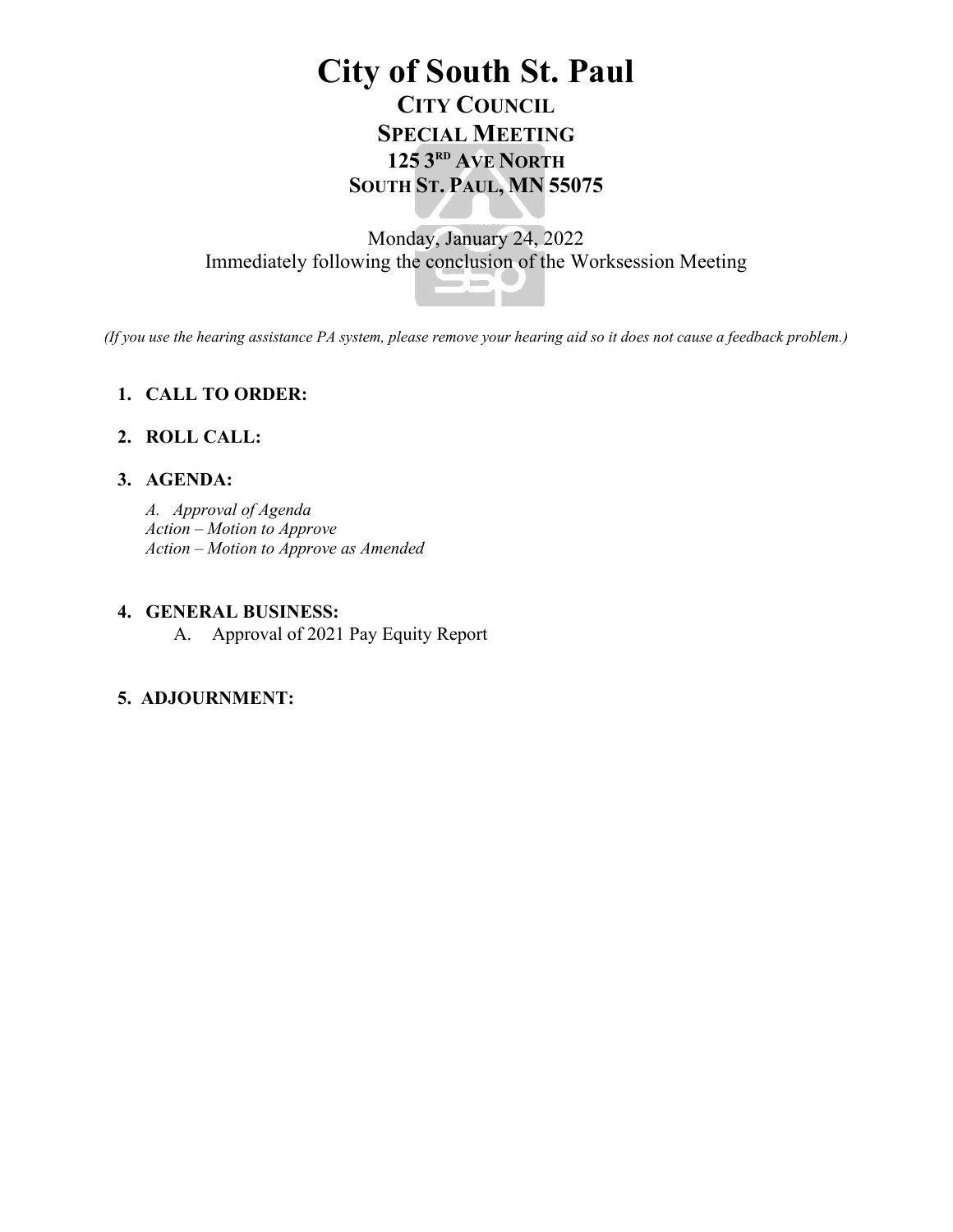# City of South St. Paul

## CITY COUNCIL

## SPECIAL MEETING

## 125 3RD AVE NORTH

## SOUTH ST. PAUL, MN 55075

Monday, January 24, 2022
Immediately following the conclusion of the Worksession Meeting

*(If you use the hearing assistance PA system, please remove your hearing aid so it does not cause a feedback problem.)*

1. **CALL TO ORDER:**

2. **ROLL CALL:**

3. **AGENDA:**

   *A. Approval of Agenda*
   *Action – Motion to Approve*
   *Action – Motion to Approve as Amended*

4. **GENERAL BUSINESS:**

   A. Approval of 2021 Pay Equity Report

5. **ADJOURNMENT:**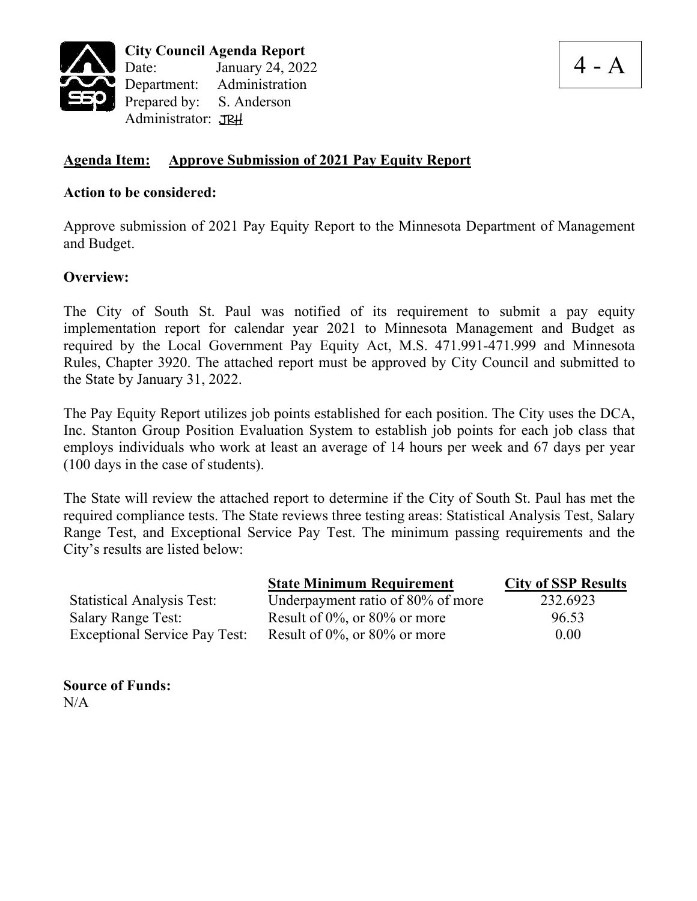**City Council Agenda Report**
Date: January 24, 2022
Department: Administration
Prepared by: S. Anderson
Administrator: JRH

4 - A

**Agenda Item: Approve Submission of 2021 Pay Equity Report**

**Action to be considered:**

Approve submission of 2021 Pay Equity Report to the Minnesota Department of Management and Budget.

**Overview:**

The City of South St. Paul was notified of its requirement to submit a pay equity implementation report for calendar year 2021 to Minnesota Management and Budget as required by the Local Government Pay Equity Act, M.S. 471.991-471.999 and Minnesota Rules, Chapter 3920. The attached report must be approved by City Council and submitted to the State by January 31, 2022.

The Pay Equity Report utilizes job points established for each position. The City uses the DCA, Inc. Stanton Group Position Evaluation System to establish job points for each job class that employs individuals who work at least an average of 14 hours per week and 67 days per year (100 days in the case of students).

The State will review the attached report to determine if the City of South St. Paul has met the required compliance tests. The State reviews three testing areas: Statistical Analysis Test, Salary Range Test, and Exceptional Service Pay Test. The minimum passing requirements and the City's results are listed below:

| | State Minimum Requirement | City of SSP Results |
|---|---|---|
| Statistical Analysis Test: | Underpayment ratio of 80% of more | 232.6923 |
| Salary Range Test: | Result of 0%, or 80% or more | 96.53 |
| Exceptional Service Pay Test: | Result of 0%, or 80% or more | 0.00 |

**Source of Funds:**
N/A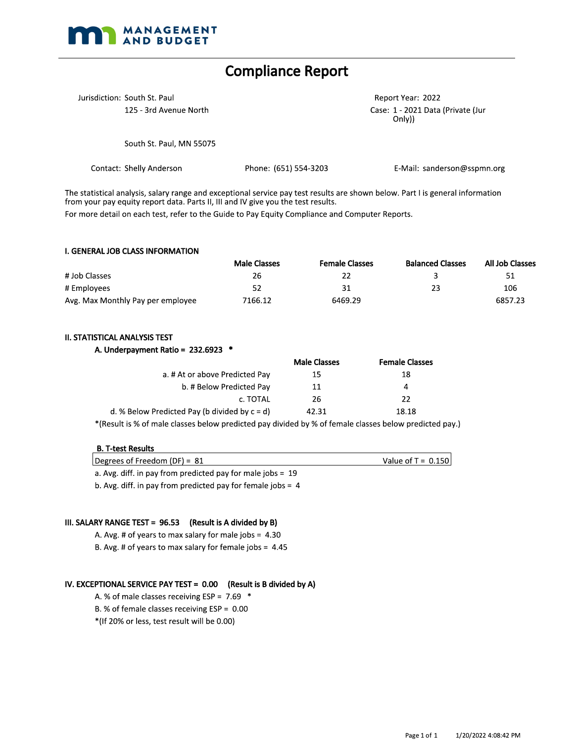MANAGEMENT AND BUDGET

# Compliance Report

Jurisdiction: South St. Paul
125 - 3rd Avenue North

South St. Paul, MN 55075

Report Year: 2022
Case: 1 - 2021 Data (Private (Jur Only))

Contact: Shelly Anderson    Phone: (651) 554-3203    E-Mail: sanderson@sspmn.org

The statistical analysis, salary range and exceptional service pay test results are shown below. Part I is general information from your pay equity report data. Parts II, III and IV give you the test results.

For more detail on each test, refer to the Guide to Pay Equity Compliance and Computer Reports.

## I. GENERAL JOB CLASS INFORMATION

| | Male Classes | Female Classes | Balanced Classes | All Job Classes |
|---|---|---|---|---|
| # Job Classes | 26 | 22 | 3 | 51 |
| # Employees | 52 | 31 | 23 | 106 |
| Avg. Max Monthly Pay per employee | 7166.12 | 6469.29 | | 6857.23 |

## II. STATISTICAL ANALYSIS TEST

### A. Underpayment Ratio = 232.6923 *

| | Male Classes | Female Classes |
|---|---|---|
| a. # At or above Predicted Pay | 15 | 18 |
| b. # Below Predicted Pay | 11 | 4 |
| c. TOTAL | 26 | 22 |
| d. % Below Predicted Pay (b divided by c = d) | 42.31 | 18.18 |

*(Result is % of male classes below predicted pay divided by % of female classes below predicted pay.)

### B. T-test Results

| Degrees of Freedom (DF) = 81 | Value of T = 0.150 |
|---|---|

a. Avg. diff. in pay from predicted pay for male jobs = 19

b. Avg. diff. in pay from predicted pay for female jobs = 4

## III. SALARY RANGE TEST = 96.53 (Result is A divided by B)

A. Avg. # of years to max salary for male jobs = 4.30

B. Avg. # of years to max salary for female jobs = 4.45

## IV. EXCEPTIONAL SERVICE PAY TEST = 0.00 (Result is B divided by A)

A. % of male classes receiving ESP = 7.69 *

B. % of female classes receiving ESP = 0.00

*(If 20% or less, test result will be 0.00)

1/20/2022 4:08:42 PM